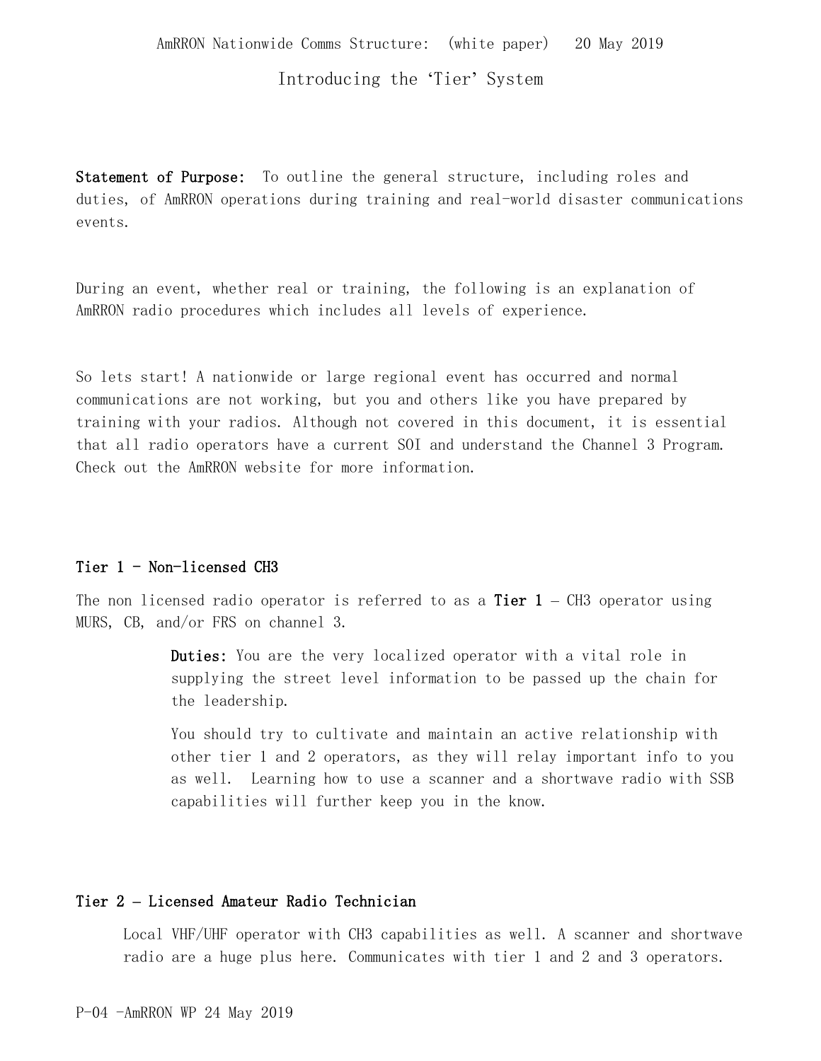AmRRON Nationwide Comms Structure: (white paper) 20 May 2019

# Introducing the 'Tier' System

**Statement of Purpose:** To outline the general structure, including roles and duties, of AmRRON operations during training and real-world disaster communications events.

During an event, whether real or training, the following is an explanation of AmRRON radio procedures which includes all levels of experience.

So lets start! A nationwide or large regional event has occurred and normal communications are not working, but you and others like you have prepared by training with your radios. Although not covered in this document, it is essential that all radio operators have a current SOI and understand the Channel 3 Program. Check out the AmRRON website for more information.

## Tier 1 - Non-licensed CH3

The non licensed radio operator is referred to as a **Tier 1** – CH3 operator using MURS, CB, and/or FRS on channel 3.

> **Duties:** You are the very localized operator with a vital role in supplying the street level information to be passed up the chain for the leadership.
>
> You should try to cultivate and maintain an active relationship with other tier 1 and 2 operators, as they will relay important info to you as well. Learning how to use a scanner and a shortwave radio with SSB capabilities will further keep you in the know.

## Tier 2 – Licensed Amateur Radio Technician

Local VHF/UHF operator with CH3 capabilities as well. A scanner and shortwave radio are a huge plus here. Communicates with tier 1 and 2 and 3 operators.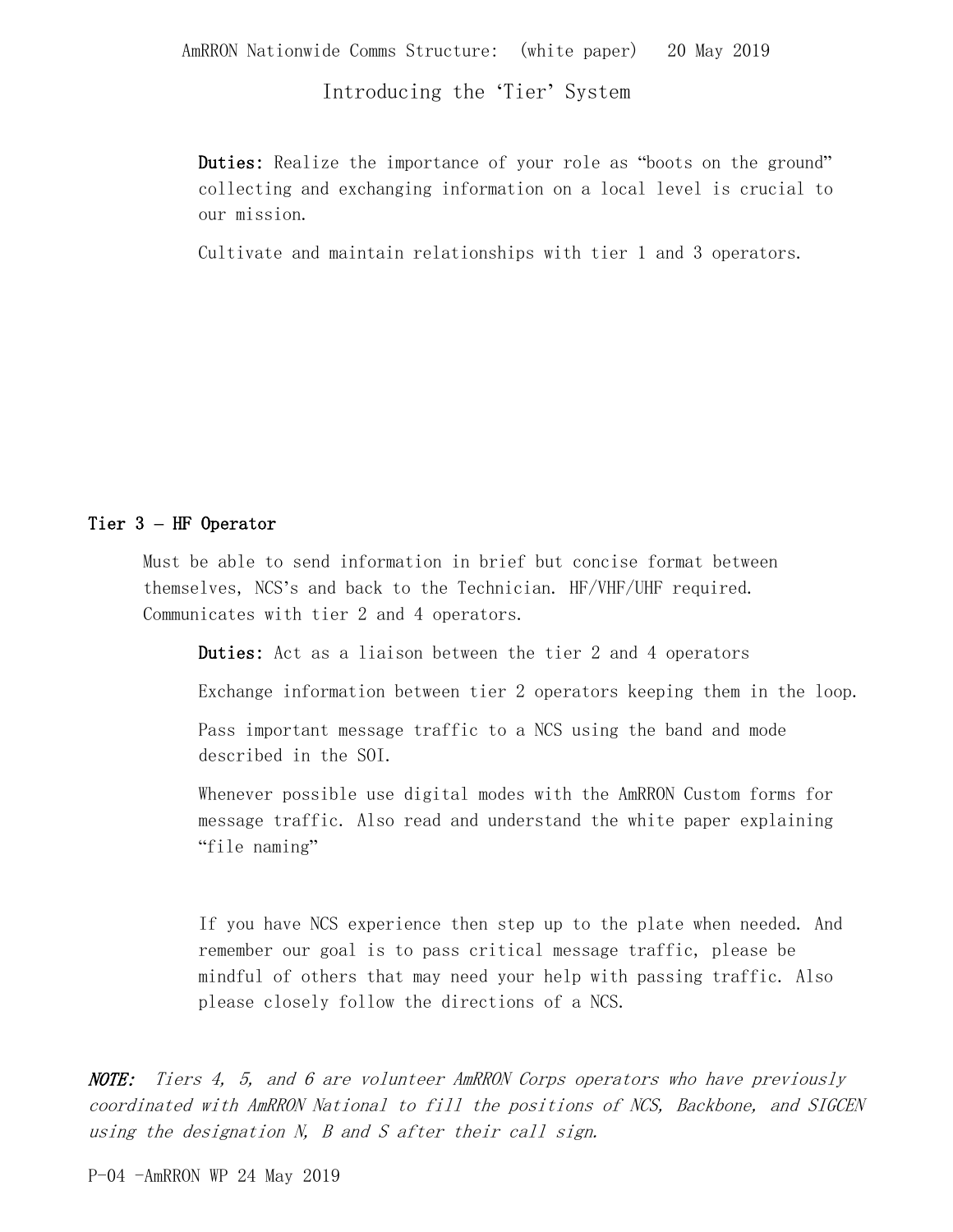**Duties:** Realize the importance of your role as "boots on the ground" collecting and exchanging information on a local level is crucial to our mission.

Cultivate and maintain relationships with tier 1 and 3 operators.

### Tier 3 – HF Operator

Must be able to send information in brief but concise format between themselves, NCS's and back to the Technician. HF/VHF/UHF required. Communicates with tier 2 and 4 operators.

**Duties:** Act as a liaison between the tier 2 and 4 operators

Exchange information between tier 2 operators keeping them in the loop.

Pass important message traffic to a NCS using the band and mode described in the SOI.

Whenever possible use digital modes with the AmRRON Custom forms for message traffic. Also read and understand the white paper explaining "file naming"

If you have NCS experience then step up to the plate when needed. And remember our goal is to pass critical message traffic, please be mindful of others that may need your help with passing traffic. Also please closely follow the directions of a NCS.

***NOTE:*** *Tiers 4, 5, and 6 are volunteer AmRRON Corps operators who have previously coordinated with AmRRON National to fill the positions of NCS, Backbone, and SIGCEN using the designation N, B and S after their call sign.*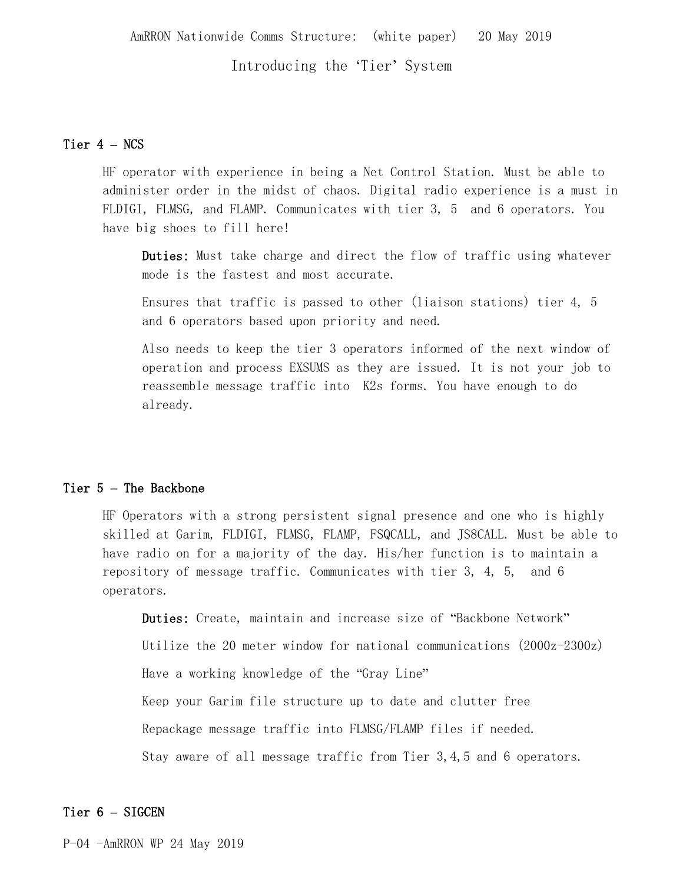AmRRON Nationwide Comms Structure: (white paper) 20 May 2019

Introducing the 'Tier' System

## Tier 4 – NCS

HF operator with experience in being a Net Control Station. Must be able to administer order in the midst of chaos. Digital radio experience is a must in FLDIGI, FLMSG, and FLAMP. Communicates with tier 3, 5 and 6 operators. You have big shoes to fill here!

> **Duties:** Must take charge and direct the flow of traffic using whatever mode is the fastest and most accurate.
>
> Ensures that traffic is passed to other (liaison stations) tier 4, 5 and 6 operators based upon priority and need.
>
> Also needs to keep the tier 3 operators informed of the next window of operation and process EXSUMS as they are issued. It is not your job to reassemble message traffic into K2s forms. You have enough to do already.

## Tier 5 – The Backbone

HF Operators with a strong persistent signal presence and one who is highly skilled at Garim, FLDIGI, FLMSG, FLAMP, FSQCALL, and JS8CALL. Must be able to have radio on for a majority of the day. His/her function is to maintain a repository of message traffic. Communicates with tier 3, 4, 5, and 6 operators.

> **Duties:** Create, maintain and increase size of "Backbone Network"
>
> Utilize the 20 meter window for national communications (2000z-2300z)
>
> Have a working knowledge of the "Gray Line"
>
> Keep your Garim file structure up to date and clutter free
>
> Repackage message traffic into FLMSG/FLAMP files if needed.
>
> Stay aware of all message traffic from Tier 3,4,5 and 6 operators.

## Tier 6 – SIGCEN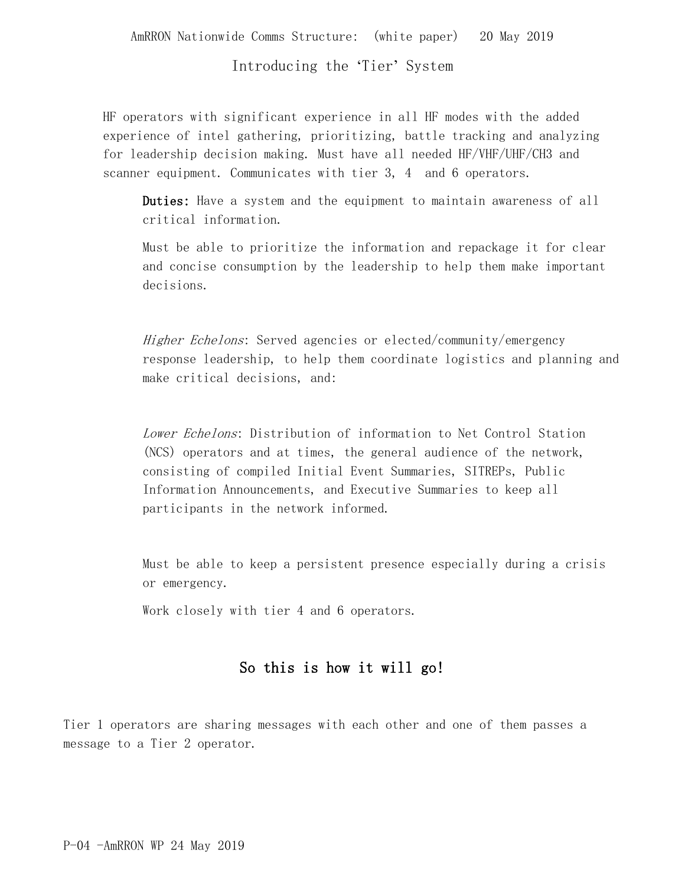HF operators with significant experience in all HF modes with the added experience of intel gathering, prioritizing, battle tracking and analyzing for leadership decision making. Must have all needed HF/VHF/UHF/CH3 and scanner equipment. Communicates with tier 3, 4 and 6 operators.

**Duties:** Have a system and the equipment to maintain awareness of all critical information.

Must be able to prioritize the information and repackage it for clear and concise consumption by the leadership to help them make important decisions.

*Higher Echelons*: Served agencies or elected/community/emergency response leadership, to help them coordinate logistics and planning and make critical decisions, and:

*Lower Echelons*: Distribution of information to Net Control Station (NCS) operators and at times, the general audience of the network, consisting of compiled Initial Event Summaries, SITREPs, Public Information Announcements, and Executive Summaries to keep all participants in the network informed.

Must be able to keep a persistent presence especially during a crisis or emergency.

Work closely with tier 4 and 6 operators.

## So this is how it will go!

Tier 1 operators are sharing messages with each other and one of them passes a message to a Tier 2 operator.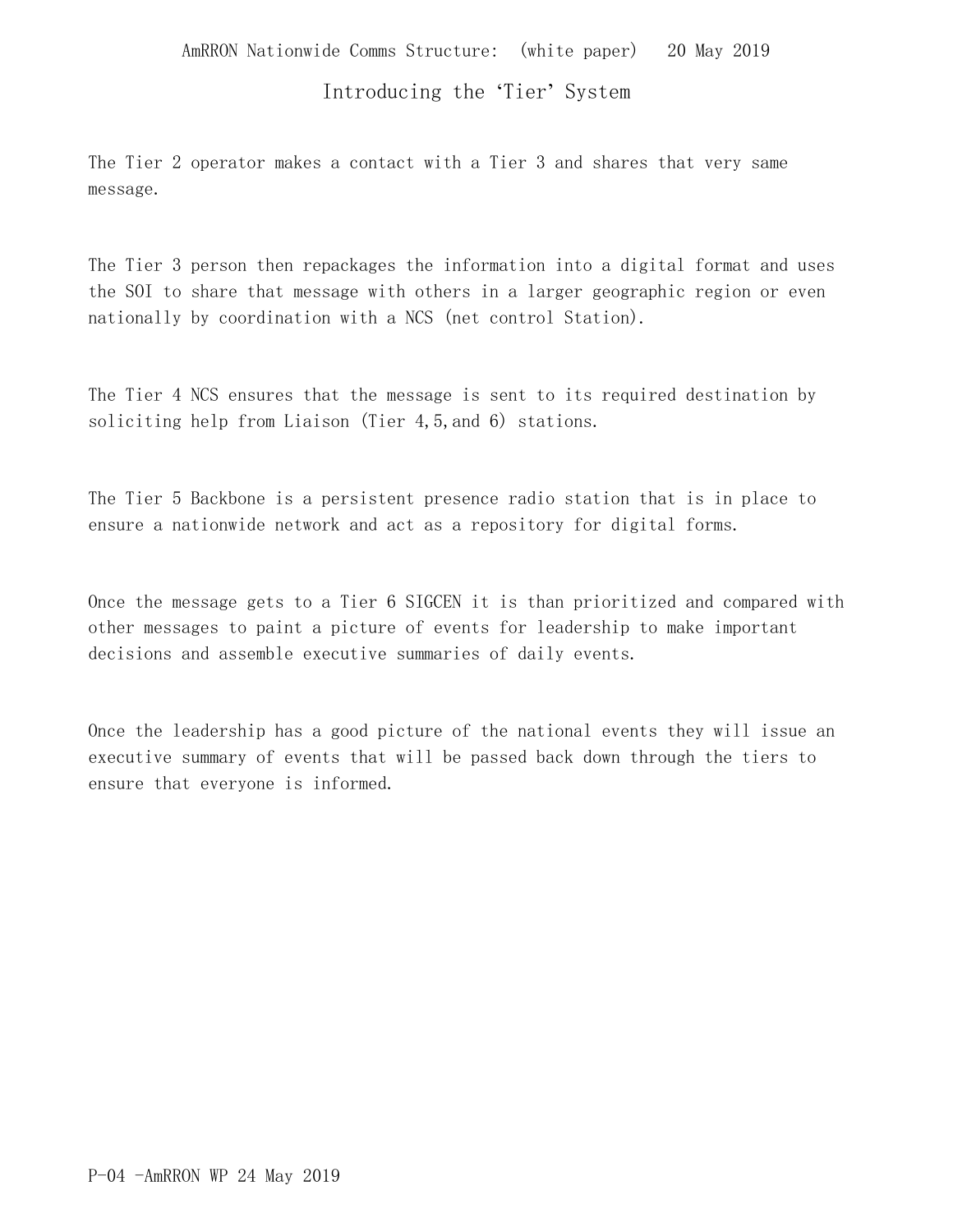The Tier 2 operator makes a contact with a Tier 3 and shares that very same message.

The Tier 3 person then repackages the information into a digital format and uses the SOI to share that message with others in a larger geographic region or even nationally by coordination with a NCS (net control Station).

The Tier 4 NCS ensures that the message is sent to its required destination by soliciting help from Liaison (Tier 4,5,and 6) stations.

The Tier 5 Backbone is a persistent presence radio station that is in place to ensure a nationwide network and act as a repository for digital forms.

Once the message gets to a Tier 6 SIGCEN it is than prioritized and compared with other messages to paint a picture of events for leadership to make important decisions and assemble executive summaries of daily events.

Once the leadership has a good picture of the national events they will issue an executive summary of events that will be passed back down through the tiers to ensure that everyone is informed.